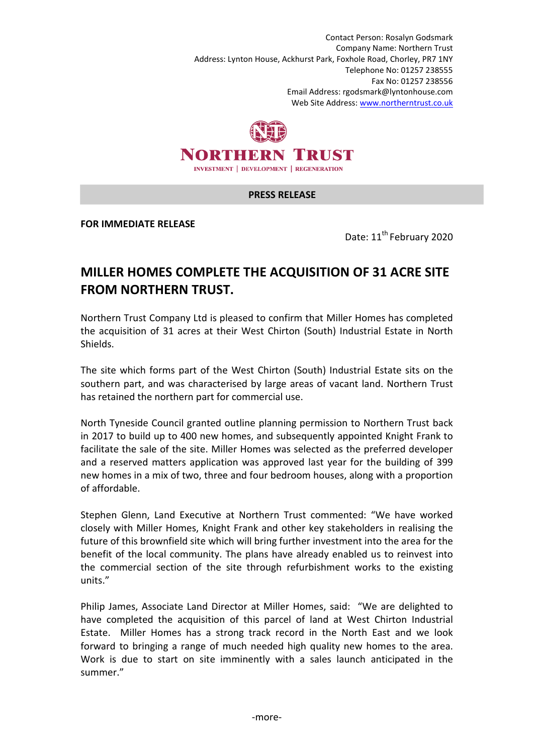Contact Person: Rosalyn Godsmark
Company Name: Northern Trust
Address: Lynton House, Ackhurst Park, Foxhole Road, Chorley, PR7 1NY
Telephone No: 01257 238555
Fax No: 01257 238556
Email Address: rgodsmark@lyntonhouse.com
Web Site Address: www.northerntrust.co.uk

NORTHERN TRUST

INVESTMENT | DEVELOPMENT | REGENERATION

**PRESS RELEASE**

**FOR IMMEDIATE RELEASE**

Date: 11th February 2020

# MILLER HOMES COMPLETE THE ACQUISITION OF 31 ACRE SITE FROM NORTHERN TRUST.

Northern Trust Company Ltd is pleased to confirm that Miller Homes has completed the acquisition of 31 acres at their West Chirton (South) Industrial Estate in North Shields.

The site which forms part of the West Chirton (South) Industrial Estate sits on the southern part, and was characterised by large areas of vacant land. Northern Trust has retained the northern part for commercial use.

North Tyneside Council granted outline planning permission to Northern Trust back in 2017 to build up to 400 new homes, and subsequently appointed Knight Frank to facilitate the sale of the site. Miller Homes was selected as the preferred developer and a reserved matters application was approved last year for the building of 399 new homes in a mix of two, three and four bedroom houses, along with a proportion of affordable.

Stephen Glenn, Land Executive at Northern Trust commented: "We have worked closely with Miller Homes, Knight Frank and other key stakeholders in realising the future of this brownfield site which will bring further investment into the area for the benefit of the local community. The plans have already enabled us to reinvest into the commercial section of the site through refurbishment works to the existing units."

Philip James, Associate Land Director at Miller Homes, said: "We are delighted to have completed the acquisition of this parcel of land at West Chirton Industrial Estate. Miller Homes has a strong track record in the North East and we look forward to bringing a range of much needed high quality new homes to the area. Work is due to start on site imminently with a sales launch anticipated in the summer."

-more-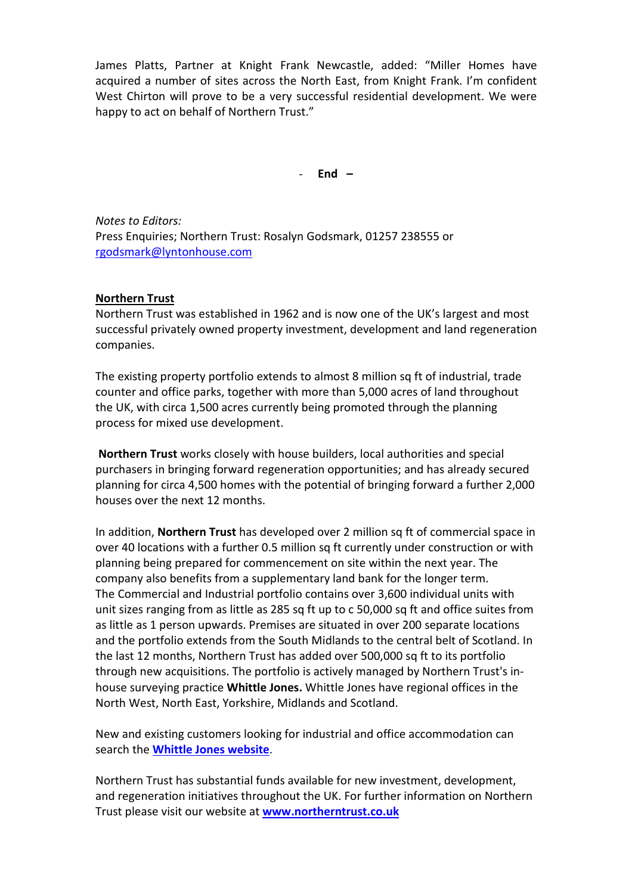James Platts, Partner at Knight Frank Newcastle, added: "Miller Homes have acquired a number of sites across the North East, from Knight Frank. I'm confident West Chirton will prove to be a very successful residential development. We were happy to act on behalf of Northern Trust."

- **End –**

*Notes to Editors:*
Press Enquiries; Northern Trust: Rosalyn Godsmark, 01257 238555 or [rgodsmark@lyntonhouse.com](mailto:rgodsmark@lyntonhouse.com)

**Northern Trust**
Northern Trust was established in 1962 and is now one of the UK's largest and most successful privately owned property investment, development and land regeneration companies.

The existing property portfolio extends to almost 8 million sq ft of industrial, trade counter and office parks, together with more than 5,000 acres of land throughout the UK, with circa 1,500 acres currently being promoted through the planning process for mixed use development.

**Northern Trust** works closely with house builders, local authorities and special purchasers in bringing forward regeneration opportunities; and has already secured planning for circa 4,500 homes with the potential of bringing forward a further 2,000 houses over the next 12 months.

In addition, **Northern Trust** has developed over 2 million sq ft of commercial space in over 40 locations with a further 0.5 million sq ft currently under construction or with planning being prepared for commencement on site within the next year. The company also benefits from a supplementary land bank for the longer term. The Commercial and Industrial portfolio contains over 3,600 individual units with unit sizes ranging from as little as 285 sq ft up to c 50,000 sq ft and office suites from as little as 1 person upwards. Premises are situated in over 200 separate locations and the portfolio extends from the South Midlands to the central belt of Scotland. In the last 12 months, Northern Trust has added over 500,000 sq ft to its portfolio through new acquisitions. The portfolio is actively managed by Northern Trust's in-house surveying practice **Whittle Jones.** Whittle Jones have regional offices in the North West, North East, Yorkshire, Midlands and Scotland.

New and existing customers looking for industrial and office accommodation can search the **Whittle Jones website**.

Northern Trust has substantial funds available for new investment, development, and regeneration initiatives throughout the UK. For further information on Northern Trust please visit our website at **www.northerntrust.co.uk**